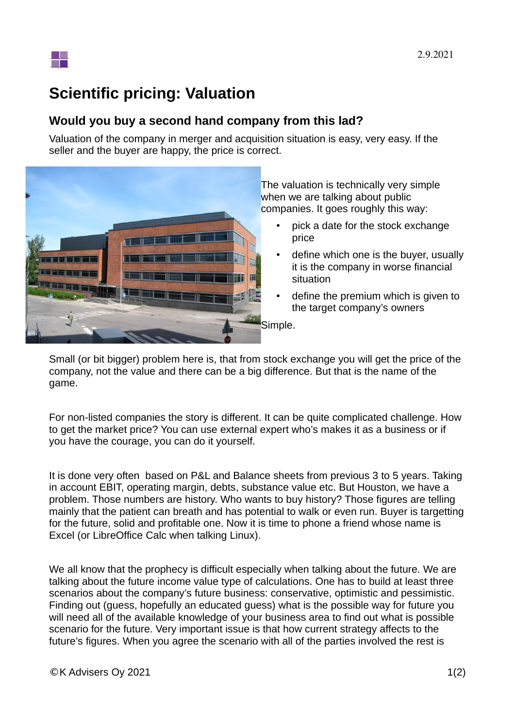2.9.2021

# Scientific pricing: Valuation

## Would you buy a second hand company from this lad?

Valuation of the company in merger and acquisition situation is easy, very easy. If the seller and the buyer are happy, the price is correct.

The valuation is technically very simple when we are talking about public companies. It goes roughly this way:

- pick a date for the stock exchange price
- define which one is the buyer, usually it is the company in worse financial situation
- define the premium which is given to the target company's owners

Simple.

Small (or bit bigger) problem here is, that from stock exchange you will get the price of the company, not the value and there can be a big difference. But that is the name of the game.

For non-listed companies the story is different. It can be quite complicated challenge. How to get the market price? You can use external expert who's makes it as a business or if you have the courage, you can do it yourself.

It is done very often based on P&L and Balance sheets from previous 3 to 5 years. Taking in account EBIT, operating margin, debts, substance value etc. But Houston, we have a problem. Those numbers are history. Who wants to buy history? Those figures are telling mainly that the patient can breath and has potential to walk or even run. Buyer is targetting for the future, solid and profitable one. Now it is time to phone a friend whose name is Excel (or LibreOffice Calc when talking Linux).

We all know that the prophecy is difficult especially when talking about the future. We are talking about the future income value type of calculations. One has to build at least three scenarios about the company's future business: conservative, optimistic and pessimistic. Finding out (guess, hopefully an educated guess) what is the possible way for future you will need all of the available knowledge of your business area to find out what is possible scenario for the future. Very important issue is that how current strategy affects to the future's figures. When you agree the scenario with all of the parties involved the rest is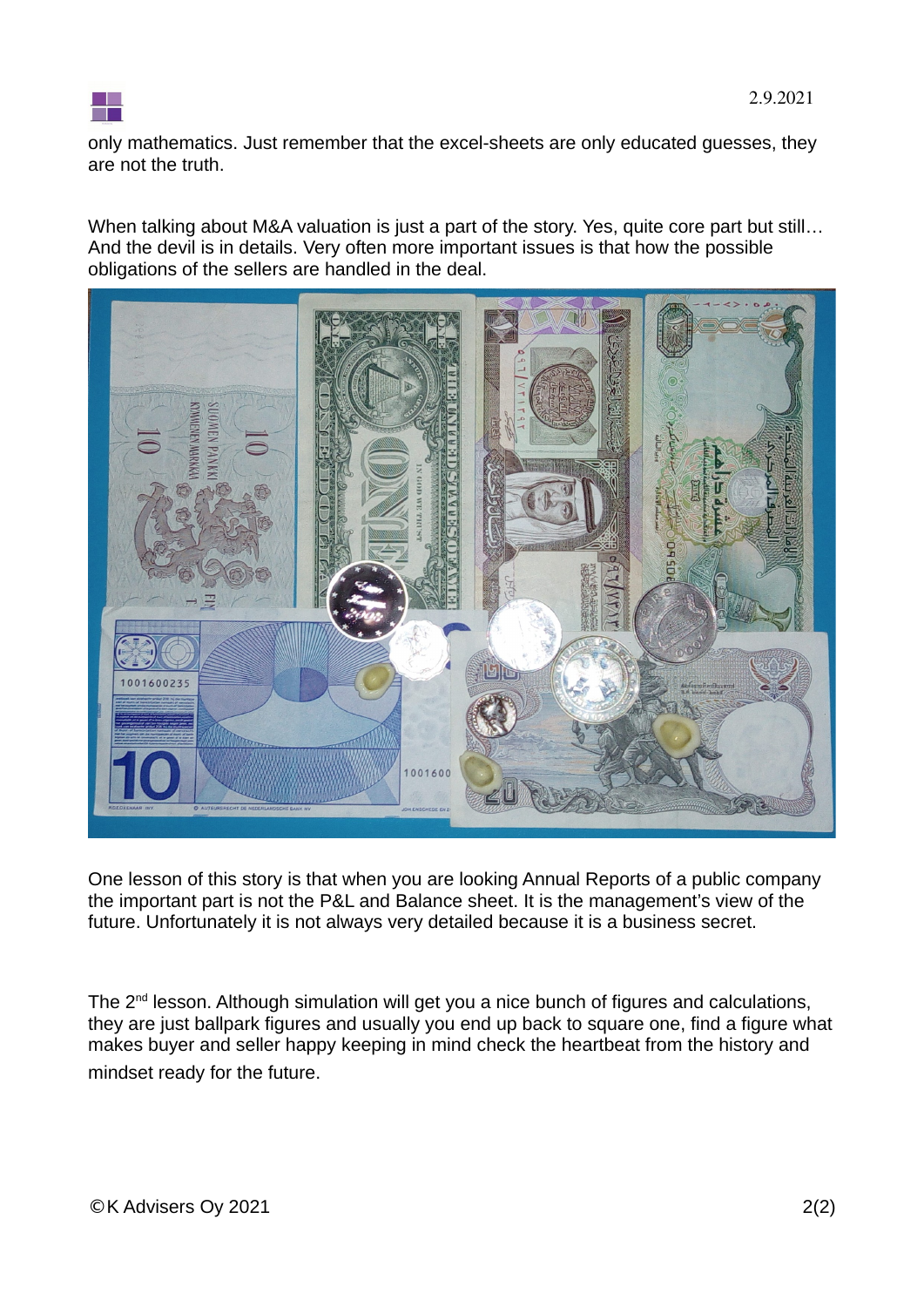only mathematics. Just remember that the excel-sheets are only educated guesses, they are not the truth.

When talking about M&A valuation is just a part of the story. Yes, quite core part but still… And the devil is in details. Very often more important issues is that how the possible obligations of the sellers are handled in the deal.

One lesson of this story is that when you are looking Annual Reports of a public company the important part is not the P&L and Balance sheet. It is the management's view of the future. Unfortunately it is not always very detailed because it is a business secret.

The 2nd lesson. Although simulation will get you a nice bunch of figures and calculations, they are just ballpark figures and usually you end up back to square one, find a figure what makes buyer and seller happy keeping in mind check the heartbeat from the history and mindset ready for the future.

©K Advisers Oy 2021